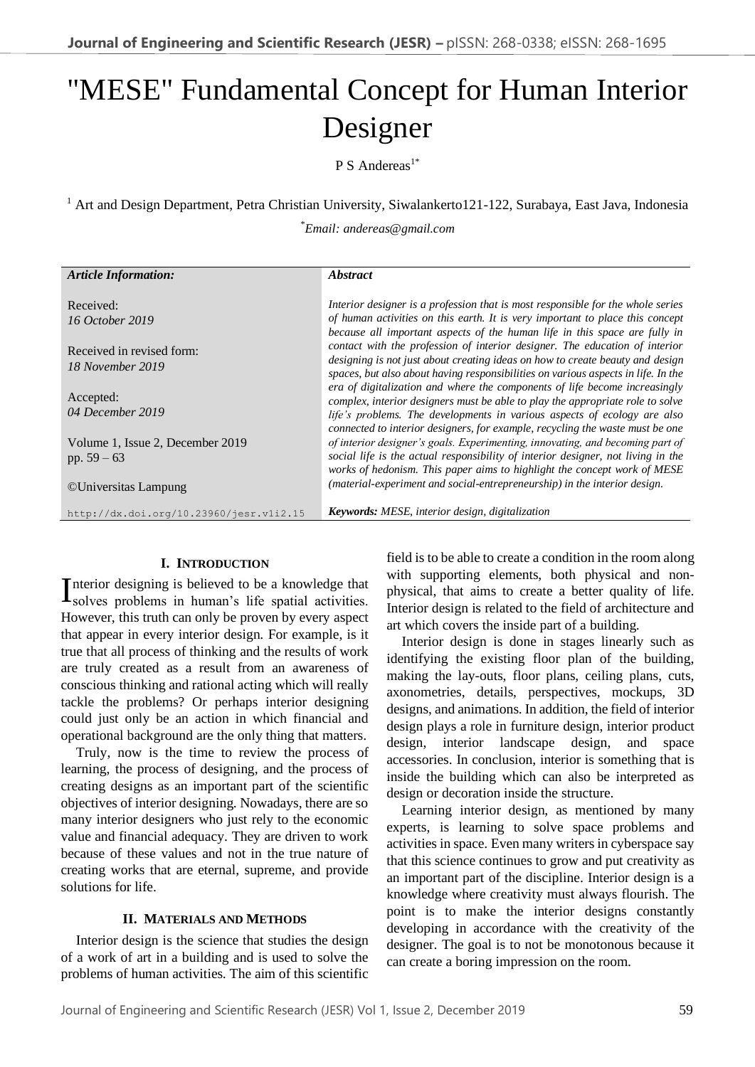# "MESE" Fundamental Concept for Human Interior Designer

P S Andereas[1*]

[1] Art and Design Department, Petra Christian University, Siwalankerto121-122, Surabaya, East Java, Indonesia

*Email: andereas@gmail.com

**Article Information:**

Received:
*16 October 2019*

Received in revised form:
*18 November 2019*

Accepted:
*04 December 2019*

Volume 1, Issue 2, December 2019
pp. 59 – 63

©Universitas Lampung

http://dx.doi.org/10.23960/jesr.v1i2.15

***Abstract***

*Interior designer is a profession that is most responsible for the whole series of human activities on this earth. It is very important to place this concept because all important aspects of the human life in this space are fully in contact with the profession of interior designer. The education of interior designing is not just about creating ideas on how to create beauty and design spaces, but also about having responsibilities on various aspects in life. In the era of digitalization and where the components of life become increasingly complex, interior designers must be able to play the appropriate role to solve life's problems. The developments in various aspects of ecology are also connected to interior designers, for example, recycling the waste must be one of interior designer's goals. Experimenting, innovating, and becoming part of social life is the actual responsibility of interior designer, not living in the works of hedonism. This paper aims to highlight the concept work of MESE (material-experiment and social-entrepreneurship) in the interior design.*

***Keywords:*** *MESE, interior design, digitalization*

## I. Introduction

Interior designing is believed to be a knowledge that solves problems in human's life spatial activities. However, this truth can only be proven by every aspect that appear in every interior design. For example, is it true that all process of thinking and the results of work are truly created as a result from an awareness of conscious thinking and rational acting which will really tackle the problems? Or perhaps interior designing could just only be an action in which financial and operational background are the only thing that matters.

Truly, now is the time to review the process of learning, the process of designing, and the process of creating designs as an important part of the scientific objectives of interior designing. Nowadays, there are so many interior designers who just rely to the economic value and financial adequacy. They are driven to work because of these values and not in the true nature of creating works that are eternal, supreme, and provide solutions for life.

## II. Materials and Methods

Interior design is the science that studies the design of a work of art in a building and is used to solve the problems of human activities. The aim of this scientific field is to be able to create a condition in the room along with supporting elements, both physical and non-physical, that aims to create a better quality of life. Interior design is related to the field of architecture and art which covers the inside part of a building.

Interior design is done in stages linearly such as identifying the existing floor plan of the building, making the lay-outs, floor plans, ceiling plans, cuts, axonometries, details, perspectives, mockups, 3D designs, and animations. In addition, the field of interior design plays a role in furniture design, interior product design, interior landscape design, and space accessories. In conclusion, interior is something that is inside the building which can also be interpreted as design or decoration inside the structure.

Learning interior design, as mentioned by many experts, is learning to solve space problems and activities in space. Even many writers in cyberspace say that this science continues to grow and put creativity as an important part of the discipline. Interior design is a knowledge where creativity must always flourish. The point is to make the interior designs constantly developing in accordance with the creativity of the designer. The goal is to not be monotonous because it can create a boring impression on the room.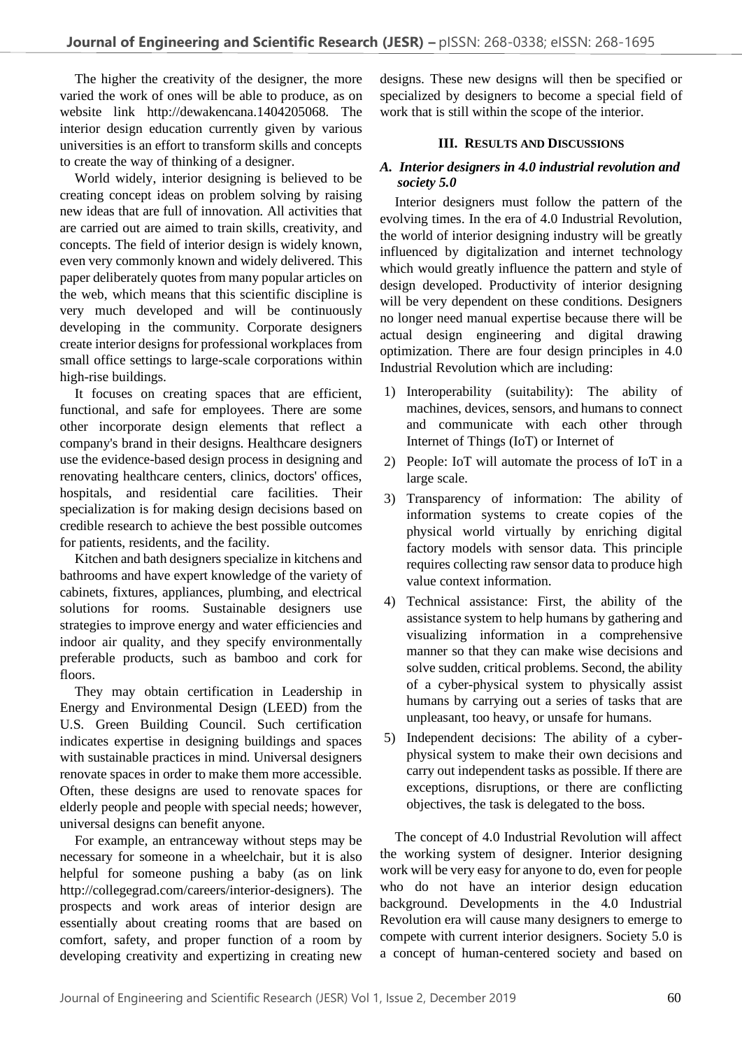The higher the creativity of the designer, the more varied the work of ones will be able to produce, as on website link http://dewakencana.1404205068. The interior design education currently given by various universities is an effort to transform skills and concepts to create the way of thinking of a designer.

World widely, interior designing is believed to be creating concept ideas on problem solving by raising new ideas that are full of innovation. All activities that are carried out are aimed to train skills, creativity, and concepts. The field of interior design is widely known, even very commonly known and widely delivered. This paper deliberately quotes from many popular articles on the web, which means that this scientific discipline is very much developed and will be continuously developing in the community. Corporate designers create interior designs for professional workplaces from small office settings to large-scale corporations within high-rise buildings.

It focuses on creating spaces that are efficient, functional, and safe for employees. There are some other incorporate design elements that reflect a company's brand in their designs. Healthcare designers use the evidence-based design process in designing and renovating healthcare centers, clinics, doctors' offices, hospitals, and residential care facilities. Their specialization is for making design decisions based on credible research to achieve the best possible outcomes for patients, residents, and the facility.

Kitchen and bath designers specialize in kitchens and bathrooms and have expert knowledge of the variety of cabinets, fixtures, appliances, plumbing, and electrical solutions for rooms. Sustainable designers use strategies to improve energy and water efficiencies and indoor air quality, and they specify environmentally preferable products, such as bamboo and cork for floors.

They may obtain certification in Leadership in Energy and Environmental Design (LEED) from the U.S. Green Building Council. Such certification indicates expertise in designing buildings and spaces with sustainable practices in mind. Universal designers renovate spaces in order to make them more accessible. Often, these designs are used to renovate spaces for elderly people and people with special needs; however, universal designs can benefit anyone.

For example, an entranceway without steps may be necessary for someone in a wheelchair, but it is also helpful for someone pushing a baby (as on link http://collegegrad.com/careers/interior-designers). The prospects and work areas of interior design are essentially about creating rooms that are based on comfort, safety, and proper function of a room by developing creativity and expertizing in creating new designs. These new designs will then be specified or specialized by designers to become a special field of work that is still within the scope of the interior.

## III. Results and Discussions

### *A. Interior designers in 4.0 industrial revolution and society 5.0*

Interior designers must follow the pattern of the evolving times. In the era of 4.0 Industrial Revolution, the world of interior designing industry will be greatly influenced by digitalization and internet technology which would greatly influence the pattern and style of design developed. Productivity of interior designing will be very dependent on these conditions. Designers no longer need manual expertise because there will be actual design engineering and digital drawing optimization. There are four design principles in 4.0 Industrial Revolution which are including:

1) Interoperability (suitability): The ability of machines, devices, sensors, and humans to connect and communicate with each other through Internet of Things (IoT) or Internet of
2) People: IoT will automate the process of IoT in a large scale.
3) Transparency of information: The ability of information systems to create copies of the physical world virtually by enriching digital factory models with sensor data. This principle requires collecting raw sensor data to produce high value context information.
4) Technical assistance: First, the ability of the assistance system to help humans by gathering and visualizing information in a comprehensive manner so that they can make wise decisions and solve sudden, critical problems. Second, the ability of a cyber-physical system to physically assist humans by carrying out a series of tasks that are unpleasant, too heavy, or unsafe for humans.
5) Independent decisions: The ability of a cyber-physical system to make their own decisions and carry out independent tasks as possible. If there are exceptions, disruptions, or there are conflicting objectives, the task is delegated to the boss.

The concept of 4.0 Industrial Revolution will affect the working system of designer. Interior designing work will be very easy for anyone to do, even for people who do not have an interior design education background. Developments in the 4.0 Industrial Revolution era will cause many designers to emerge to compete with current interior designers. Society 5.0 is a concept of human-centered society and based on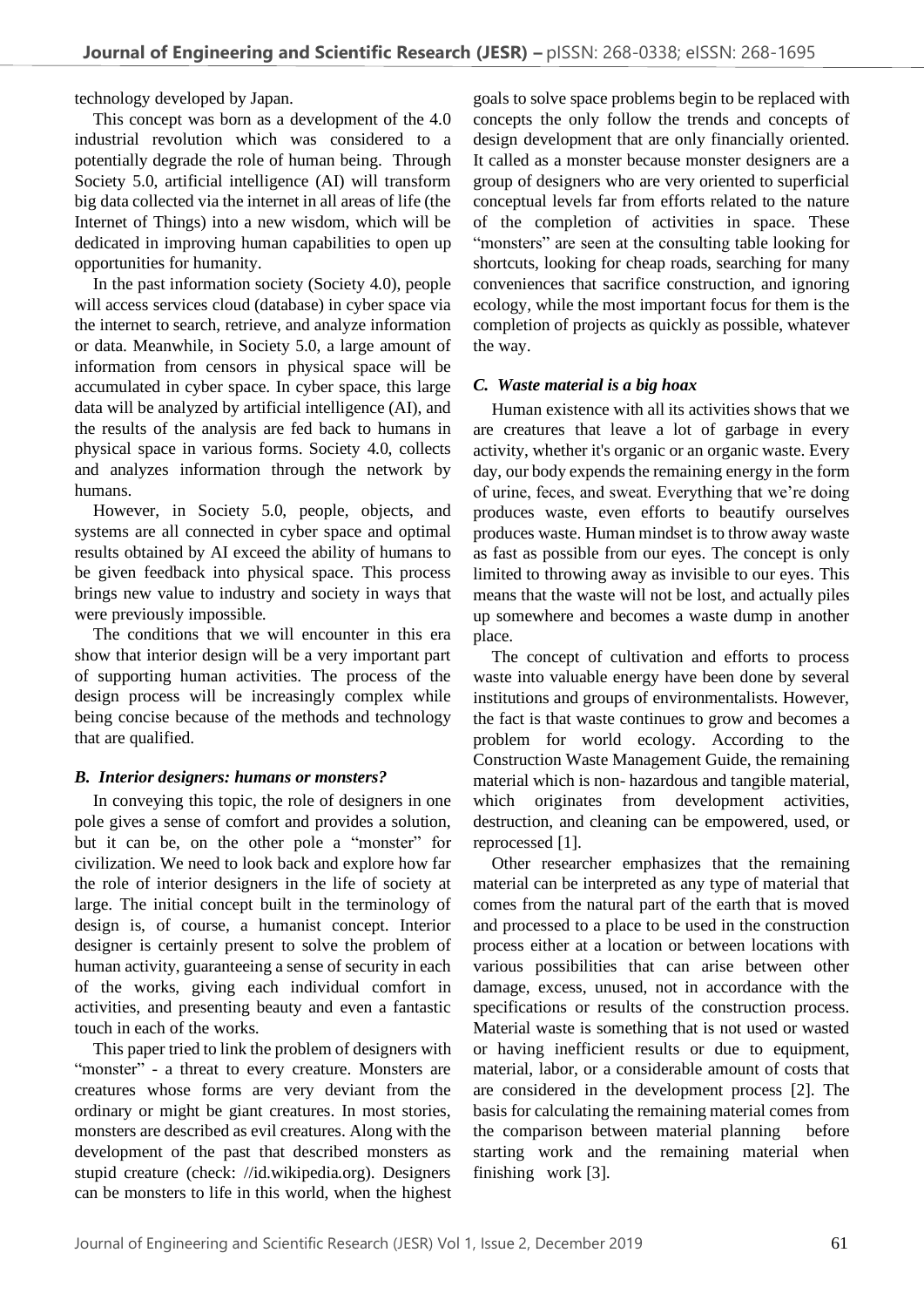technology developed by Japan.

This concept was born as a development of the 4.0 industrial revolution which was considered to a potentially degrade the role of human being. Through Society 5.0, artificial intelligence (AI) will transform big data collected via the internet in all areas of life (the Internet of Things) into a new wisdom, which will be dedicated in improving human capabilities to open up opportunities for humanity.

In the past information society (Society 4.0), people will access services cloud (database) in cyber space via the internet to search, retrieve, and analyze information or data. Meanwhile, in Society 5.0, a large amount of information from censors in physical space will be accumulated in cyber space. In cyber space, this large data will be analyzed by artificial intelligence (AI), and the results of the analysis are fed back to humans in physical space in various forms. Society 4.0, collects and analyzes information through the network by humans.

However, in Society 5.0, people, objects, and systems are all connected in cyber space and optimal results obtained by AI exceed the ability of humans to be given feedback into physical space. This process brings new value to industry and society in ways that were previously impossible.

The conditions that we will encounter in this era show that interior design will be a very important part of supporting human activities. The process of the design process will be increasingly complex while being concise because of the methods and technology that are qualified.

### *B. Interior designers: humans or monsters?*

In conveying this topic, the role of designers in one pole gives a sense of comfort and provides a solution, but it can be, on the other pole a "monster" for civilization. We need to look back and explore how far the role of interior designers in the life of society at large. The initial concept built in the terminology of design is, of course, a humanist concept. Interior designer is certainly present to solve the problem of human activity, guaranteeing a sense of security in each of the works, giving each individual comfort in activities, and presenting beauty and even a fantastic touch in each of the works.

This paper tried to link the problem of designers with "monster" - a threat to every creature. Monsters are creatures whose forms are very deviant from the ordinary or might be giant creatures. In most stories, monsters are described as evil creatures. Along with the development of the past that described monsters as stupid creature (check: //id.wikipedia.org). Designers can be monsters to life in this world, when the highest goals to solve space problems begin to be replaced with concepts the only follow the trends and concepts of design development that are only financially oriented. It called as a monster because monster designers are a group of designers who are very oriented to superficial conceptual levels far from efforts related to the nature of the completion of activities in space. These "monsters" are seen at the consulting table looking for shortcuts, looking for cheap roads, searching for many conveniences that sacrifice construction, and ignoring ecology, while the most important focus for them is the completion of projects as quickly as possible, whatever the way.

### *C. Waste material is a big hoax*

Human existence with all its activities shows that we are creatures that leave a lot of garbage in every activity, whether it's organic or an organic waste. Every day, our body expends the remaining energy in the form of urine, feces, and sweat. Everything that we're doing produces waste, even efforts to beautify ourselves produces waste. Human mindset is to throw away waste as fast as possible from our eyes. The concept is only limited to throwing away as invisible to our eyes. This means that the waste will not be lost, and actually piles up somewhere and becomes a waste dump in another place.

The concept of cultivation and efforts to process waste into valuable energy have been done by several institutions and groups of environmentalists. However, the fact is that waste continues to grow and becomes a problem for world ecology. According to the Construction Waste Management Guide, the remaining material which is non- hazardous and tangible material, which originates from development activities, destruction, and cleaning can be empowered, used, or reprocessed [1].

Other researcher emphasizes that the remaining material can be interpreted as any type of material that comes from the natural part of the earth that is moved and processed to a place to be used in the construction process either at a location or between locations with various possibilities that can arise between other damage, excess, unused, not in accordance with the specifications or results of the construction process. Material waste is something that is not used or wasted or having inefficient results or due to equipment, material, labor, or a considerable amount of costs that are considered in the development process [2]. The basis for calculating the remaining material comes from the comparison between material planning before starting work and the remaining material when finishing work [3].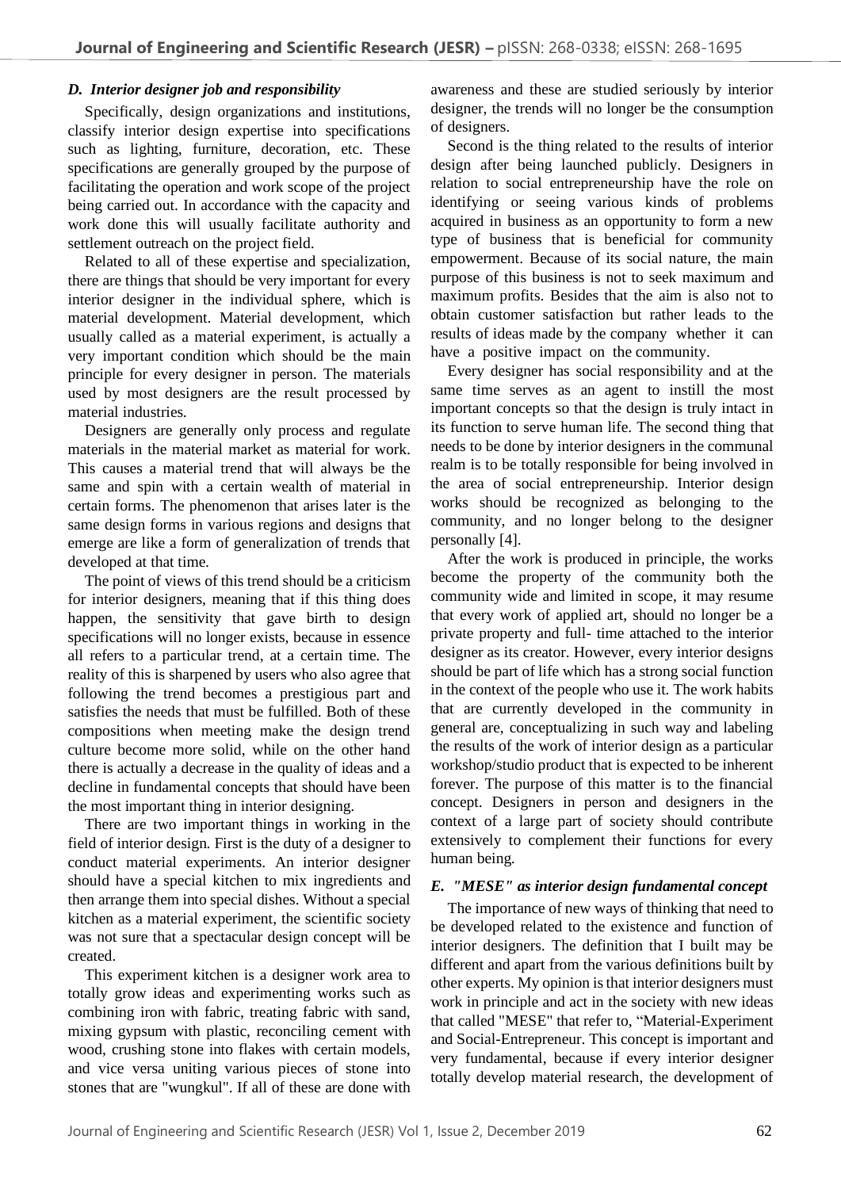### D. Interior designer job and responsibility

Specifically, design organizations and institutions, classify interior design expertise into specifications such as lighting, furniture, decoration, etc. These specifications are generally grouped by the purpose of facilitating the operation and work scope of the project being carried out. In accordance with the capacity and work done this will usually facilitate authority and settlement outreach on the project field.

Related to all of these expertise and specialization, there are things that should be very important for every interior designer in the individual sphere, which is material development. Material development, which usually called as a material experiment, is actually a very important condition which should be the main principle for every designer in person. The materials used by most designers are the result processed by material industries.

Designers are generally only process and regulate materials in the material market as material for work. This causes a material trend that will always be the same and spin with a certain wealth of material in certain forms. The phenomenon that arises later is the same design forms in various regions and designs that emerge are like a form of generalization of trends that developed at that time.

The point of views of this trend should be a criticism for interior designers, meaning that if this thing does happen, the sensitivity that gave birth to design specifications will no longer exists, because in essence all refers to a particular trend, at a certain time. The reality of this is sharpened by users who also agree that following the trend becomes a prestigious part and satisfies the needs that must be fulfilled. Both of these compositions when meeting make the design trend culture become more solid, while on the other hand there is actually a decrease in the quality of ideas and a decline in fundamental concepts that should have been the most important thing in interior designing.

There are two important things in working in the field of interior design. First is the duty of a designer to conduct material experiments. An interior designer should have a special kitchen to mix ingredients and then arrange them into special dishes. Without a special kitchen as a material experiment, the scientific society was not sure that a spectacular design concept will be created.

This experiment kitchen is a designer work area to totally grow ideas and experimenting works such as combining iron with fabric, treating fabric with sand, mixing gypsum with plastic, reconciling cement with wood, crushing stone into flakes with certain models, and vice versa uniting various pieces of stone into stones that are "wungkul". If all of these are done with awareness and these are studied seriously by interior designer, the trends will no longer be the consumption of designers.

Second is the thing related to the results of interior design after being launched publicly. Designers in relation to social entrepreneurship have the role on identifying or seeing various kinds of problems acquired in business as an opportunity to form a new type of business that is beneficial for community empowerment. Because of its social nature, the main purpose of this business is not to seek maximum and maximum profits. Besides that the aim is also not to obtain customer satisfaction but rather leads to the results of ideas made by the company whether it can have a positive impact on the community.

Every designer has social responsibility and at the same time serves as an agent to instill the most important concepts so that the design is truly intact in its function to serve human life. The second thing that needs to be done by interior designers in the communal realm is to be totally responsible for being involved in the area of social entrepreneurship. Interior design works should be recognized as belonging to the community, and no longer belong to the designer personally [4].

After the work is produced in principle, the works become the property of the community both the community wide and limited in scope, it may resume that every work of applied art, should no longer be a private property and full- time attached to the interior designer as its creator. However, every interior designs should be part of life which has a strong social function in the context of the people who use it. The work habits that are currently developed in the community in general are, conceptualizing in such way and labeling the results of the work of interior design as a particular workshop/studio product that is expected to be inherent forever. The purpose of this matter is to the financial concept. Designers in person and designers in the context of a large part of society should contribute extensively to complement their functions for every human being.

### E. "MESE" as interior design fundamental concept

The importance of new ways of thinking that need to be developed related to the existence and function of interior designers. The definition that I built may be different and apart from the various definitions built by other experts. My opinion is that interior designers must work in principle and act in the society with new ideas that called "MESE" that refer to, "Material-Experiment and Social-Entrepreneur. This concept is important and very fundamental, because if every interior designer totally develop material research, the development of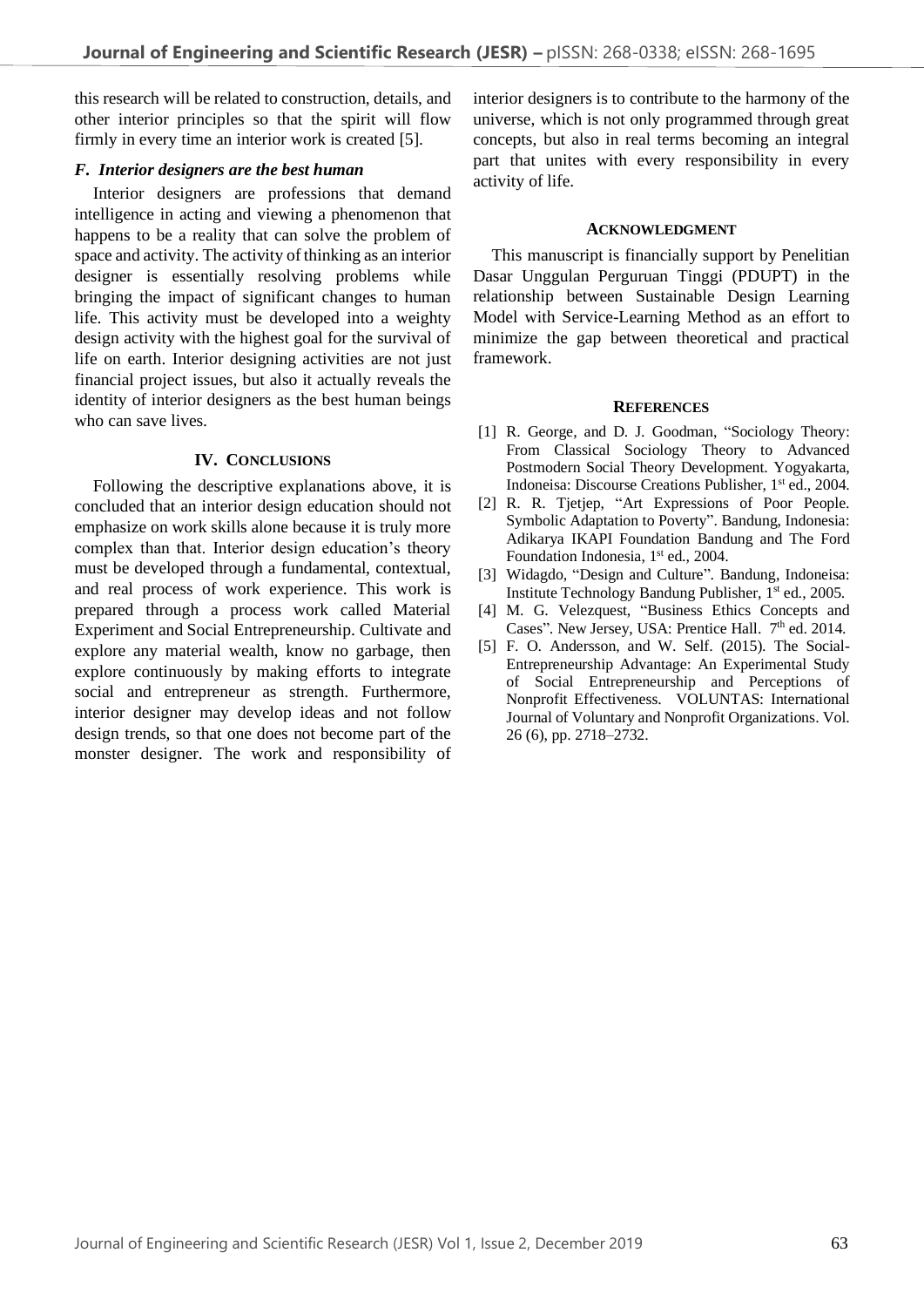this research will be related to construction, details, and other interior principles so that the spirit will flow firmly in every time an interior work is created [5].

### *F. Interior designers are the best human*

Interior designers are professions that demand intelligence in acting and viewing a phenomenon that happens to be a reality that can solve the problem of space and activity. The activity of thinking as an interior designer is essentially resolving problems while bringing the impact of significant changes to human life. This activity must be developed into a weighty design activity with the highest goal for the survival of life on earth. Interior designing activities are not just financial project issues, but also it actually reveals the identity of interior designers as the best human beings who can save lives.

## IV. Conclusions

Following the descriptive explanations above, it is concluded that an interior design education should not emphasize on work skills alone because it is truly more complex than that. Interior design education's theory must be developed through a fundamental, contextual, and real process of work experience. This work is prepared through a process work called Material Experiment and Social Entrepreneurship. Cultivate and explore any material wealth, know no garbage, then explore continuously by making efforts to integrate social and entrepreneur as strength. Furthermore, interior designer may develop ideas and not follow design trends, so that one does not become part of the monster designer. The work and responsibility of interior designers is to contribute to the harmony of the universe, which is not only programmed through great concepts, but also in real terms becoming an integral part that unites with every responsibility in every activity of life.

## Acknowledgment

This manuscript is financially support by Penelitian Dasar Unggulan Perguruan Tinggi (PDUPT) in the relationship between Sustainable Design Learning Model with Service-Learning Method as an effort to minimize the gap between theoretical and practical framework.

## References

[1] R. George, and D. J. Goodman, "Sociology Theory: From Classical Sociology Theory to Advanced Postmodern Social Theory Development. Yogyakarta, Indoneisa: Discourse Creations Publisher, 1st ed., 2004.

[2] R. R. Tjetjep, "Art Expressions of Poor People. Symbolic Adaptation to Poverty". Bandung, Indonesia: Adikarya IKAPI Foundation Bandung and The Ford Foundation Indonesia, 1st ed., 2004.

[3] Widagdo, "Design and Culture". Bandung, Indoneisa: Institute Technology Bandung Publisher, 1st ed., 2005.

[4] M. G. Velezquest, "Business Ethics Concepts and Cases". New Jersey, USA: Prentice Hall. 7th ed. 2014.

[5] F. O. Andersson, and W. Self. (2015). The Social-Entrepreneurship Advantage: An Experimental Study of Social Entrepreneurship and Perceptions of Nonprofit Effectiveness. VOLUNTAS: International Journal of Voluntary and Nonprofit Organizations. Vol. 26 (6), pp. 2718–2732.